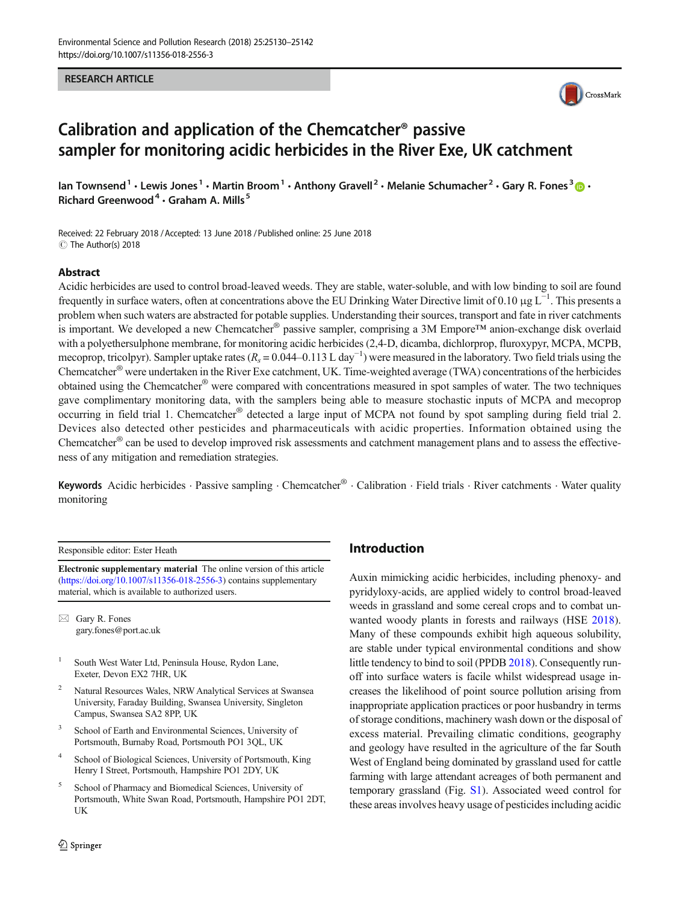RESEARCH ARTICLE

# Calibration and application of the Chemcatcher® passive sampler for monitoring acidic herbicides in the River Exe, UK catchment

Ian Townsend[1] · Lewis Jones[1] · Martin Broom[1] · Anthony Gravell[2] · Melanie Schumacher[2] · Gary R. Fones[3] · Richard Greenwood[4] · Graham A. Mills[5]

Received: 22 February 2018 / Accepted: 13 June 2018 / Published online: 25 June 2018
© The Author(s) 2018

## Abstract

Acidic herbicides are used to control broad-leaved weeds. They are stable, water-soluble, and with low binding to soil are found frequently in surface waters, often at concentrations above the EU Drinking Water Directive limit of 0.10 μg $L^{-1}$. This presents a problem when such waters are abstracted for potable supplies. Understanding their sources, transport and fate in river catchments is important. We developed a new Chemcatcher® passive sampler, comprising a 3M Empore™ anion-exchange disk overlaid with a polyethersulphone membrane, for monitoring acidic herbicides (2,4-D, dicamba, dichlorprop, fluroxypyr, MCPA, MCPB, mecoprop, tricolpyr). Sampler uptake rates ($R_s$ = 0.044–0.113 L $day^{-1}$) were measured in the laboratory. Two field trials using the Chemcatcher® were undertaken in the River Exe catchment, UK. Time-weighted average (TWA) concentrations of the herbicides obtained using the Chemcatcher® were compared with concentrations measured in spot samples of water. The two techniques gave complimentary monitoring data, with the samplers being able to measure stochastic inputs of MCPA and mecoprop occurring in field trial 1. Chemcatcher® detected a large input of MCPA not found by spot sampling during field trial 2. Devices also detected other pesticides and pharmaceuticals with acidic properties. Information obtained using the Chemcatcher® can be used to develop improved risk assessments and catchment management plans and to assess the effectiveness of any mitigation and remediation strategies.

**Keywords** Acidic herbicides · Passive sampling · Chemcatcher® · Calibration · Field trials · River catchments · Water quality monitoring

Responsible editor: Ester Heath

**Electronic supplementary material** The online version of this article (https://doi.org/10.1007/s11356-018-2556-3) contains supplementary material, which is available to authorized users.

✉ Gary R. Fones
gary.fones@port.ac.uk

[1] South West Water Ltd, Peninsula House, Rydon Lane, Exeter, Devon EX2 7HR, UK

[2] Natural Resources Wales, NRW Analytical Services at Swansea University, Faraday Building, Swansea University, Singleton Campus, Swansea SA2 8PP, UK

[3] School of Earth and Environmental Sciences, University of Portsmouth, Burnaby Road, Portsmouth PO1 3QL, UK

[4] School of Biological Sciences, University of Portsmouth, King Henry I Street, Portsmouth, Hampshire PO1 2DY, UK

[5] School of Pharmacy and Biomedical Sciences, University of Portsmouth, White Swan Road, Portsmouth, Hampshire PO1 2DT, UK

## Introduction

Auxin mimicking acidic herbicides, including phenoxy- and pyridyloxy-acids, are applied widely to control broad-leaved weeds in grassland and some cereal crops and to combat unwanted woody plants in forests and railways (HSE 2018). Many of these compounds exhibit high aqueous solubility, are stable under typical environmental conditions and show little tendency to bind to soil (PPDB 2018). Consequently runoff into surface waters is facile whilst widespread usage increases the likelihood of point source pollution arising from inappropriate application practices or poor husbandry in terms of storage conditions, machinery wash down or the disposal of excess material. Prevailing climatic conditions, geography and geology have resulted in the agriculture of the far South West of England being dominated by grassland used for cattle farming with large attendant acreages of both permanent and temporary grassland (Fig. S1). Associated weed control for these areas involves heavy usage of pesticides including acidic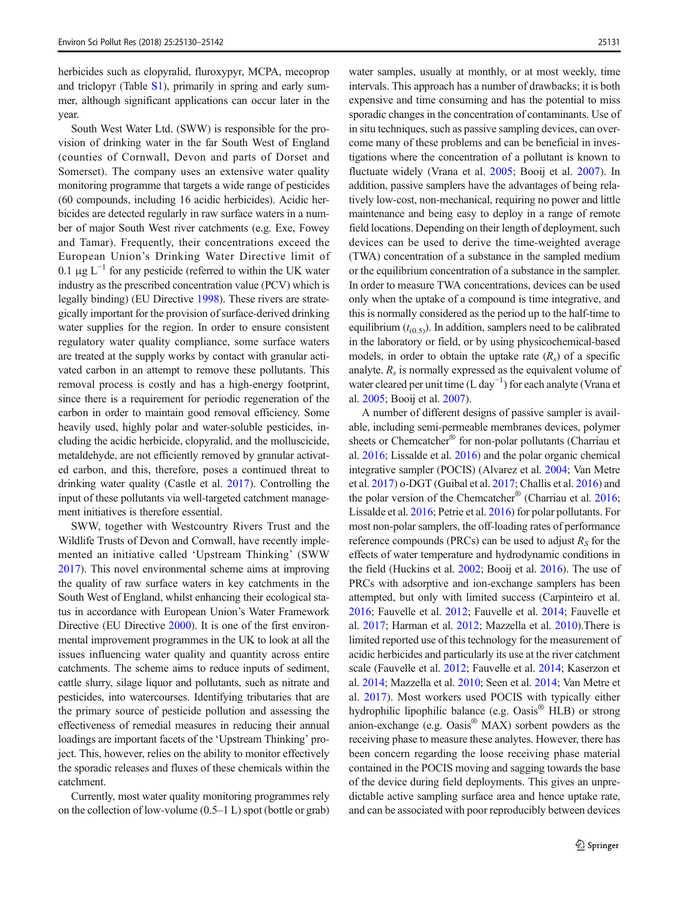herbicides such as clopyralid, fluroxypyr, MCPA, mecoprop and triclopyr (Table S1), primarily in spring and early summer, although significant applications can occur later in the year.

South West Water Ltd. (SWW) is responsible for the provision of drinking water in the far South West of England (counties of Cornwall, Devon and parts of Dorset and Somerset). The company uses an extensive water quality monitoring programme that targets a wide range of pesticides (60 compounds, including 16 acidic herbicides). Acidic herbicides are detected regularly in raw surface waters in a number of major South West river catchments (e.g. Exe, Fowey and Tamar). Frequently, their concentrations exceed the European Union's Drinking Water Directive limit of 0.1 μg $L^{-1}$ for any pesticide (referred to within the UK water industry as the prescribed concentration value (PCV) which is legally binding) (EU Directive 1998). These rivers are strategically important for the provision of surface-derived drinking water supplies for the region. In order to ensure consistent regulatory water quality compliance, some surface waters are treated at the supply works by contact with granular activated carbon in an attempt to remove these pollutants. This removal process is costly and has a high-energy footprint, since there is a requirement for periodic regeneration of the carbon in order to maintain good removal efficiency. Some heavily used, highly polar and water-soluble pesticides, including the acidic herbicide, clopyralid, and the molluscicide, metaldehyde, are not efficiently removed by granular activated carbon, and this, therefore, poses a continued threat to drinking water quality (Castle et al. 2017). Controlling the input of these pollutants via well-targeted catchment management initiatives is therefore essential.

SWW, together with Westcountry Rivers Trust and the Wildlife Trusts of Devon and Cornwall, have recently implemented an initiative called 'Upstream Thinking' (SWW 2017). This novel environmental scheme aims at improving the quality of raw surface waters in key catchments in the South West of England, whilst enhancing their ecological status in accordance with European Union's Water Framework Directive (EU Directive 2000). It is one of the first environmental improvement programmes in the UK to look at all the issues influencing water quality and quantity across entire catchments. The scheme aims to reduce inputs of sediment, cattle slurry, silage liquor and pollutants, such as nitrate and pesticides, into watercourses. Identifying tributaries that are the primary source of pesticide pollution and assessing the effectiveness of remedial measures in reducing their annual loadings are important facets of the 'Upstream Thinking' project. This, however, relies on the ability to monitor effectively the sporadic releases and fluxes of these chemicals within the catchment.

Currently, most water quality monitoring programmes rely on the collection of low-volume (0.5–1 L) spot (bottle or grab) water samples, usually at monthly, or at most weekly, time intervals. This approach has a number of drawbacks; it is both expensive and time consuming and has the potential to miss sporadic changes in the concentration of contaminants. Use of in situ techniques, such as passive sampling devices, can overcome many of these problems and can be beneficial in investigations where the concentration of a pollutant is known to fluctuate widely (Vrana et al. 2005; Booij et al. 2007). In addition, passive samplers have the advantages of being relatively low-cost, non-mechanical, requiring no power and little maintenance and being easy to deploy in a range of remote field locations. Depending on their length of deployment, such devices can be used to derive the time-weighted average (TWA) concentration of a substance in the sampled medium or the equilibrium concentration of a substance in the sampler. In order to measure TWA concentrations, devices can be used only when the uptake of a compound is time integrative, and this is normally considered as the period up to the half-time to equilibrium ($t_{(0.5)}$). In addition, samplers need to be calibrated in the laboratory or field, or by using physicochemical-based models, in order to obtain the uptake rate ($R_s$) of a specific analyte. $R_s$ is normally expressed as the equivalent volume of water cleared per unit time (L $\text{day}^{-1}$) for each analyte (Vrana et al. 2005; Booij et al. 2007).

A number of different designs of passive sampler is available, including semi-permeable membranes devices, polymer sheets or Chemcatcher® for non-polar pollutants (Charriau et al. 2016; Lissalde et al. 2016) and the polar organic chemical integrative sampler (POCIS) (Alvarez et al. 2004; Van Metre et al. 2017) o-DGT (Guibal et al. 2017; Challis et al. 2016) and the polar version of the Chemcatcher® (Charriau et al. 2016; Lissalde et al. 2016; Petrie et al. 2016) for polar pollutants. For most non-polar samplers, the off-loading rates of performance reference compounds (PRCs) can be used to adjust $R_S$ for the effects of water temperature and hydrodynamic conditions in the field (Huckins et al. 2002; Booij et al. 2016). The use of PRCs with adsorptive and ion-exchange samplers has been attempted, but only with limited success (Carpinteiro et al. 2016; Fauvelle et al. 2012; Fauvelle et al. 2014; Fauvelle et al. 2017; Harman et al. 2012; Mazzella et al. 2010).There is limited reported use of this technology for the measurement of acidic herbicides and particularly its use at the river catchment scale (Fauvelle et al. 2012; Fauvelle et al. 2014; Kaserzon et al. 2014; Mazzella et al. 2010; Seen et al. 2014; Van Metre et al. 2017). Most workers used POCIS with typically either hydrophilic lipophilic balance (e.g. Oasis® HLB) or strong anion-exchange (e.g. Oasis® MAX) sorbent powders as the receiving phase to measure these analytes. However, there has been concern regarding the loose receiving phase material contained in the POCIS moving and sagging towards the base of the device during field deployments. This gives an unpredictable active sampling surface area and hence uptake rate, and can be associated with poor reproducibly between devices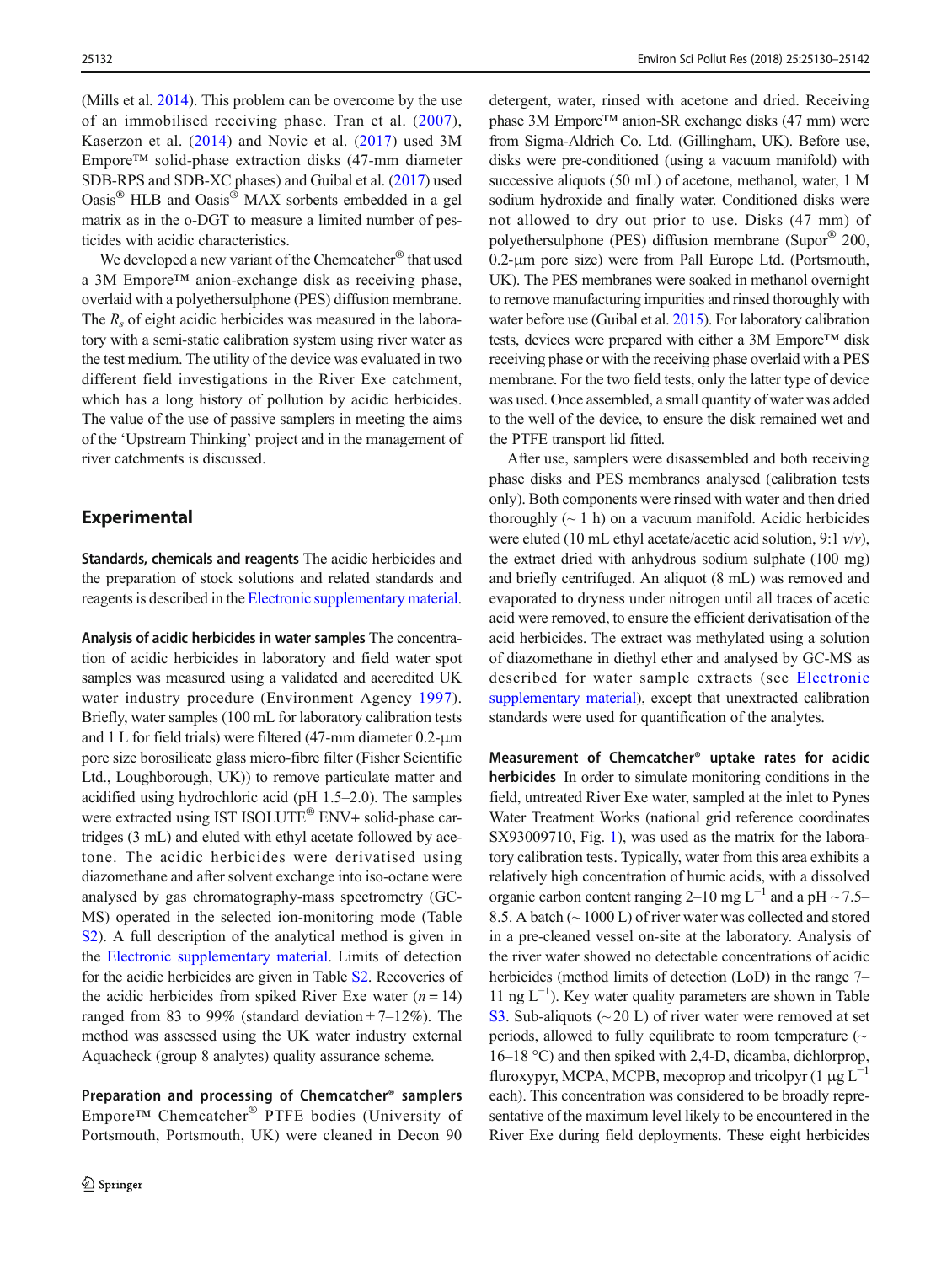(Mills et al. 2014). This problem can be overcome by the use of an immobilised receiving phase. Tran et al. (2007), Kaserzon et al. (2014) and Novic et al. (2017) used 3M Empore™ solid-phase extraction disks (47-mm diameter SDB-RPS and SDB-XC phases) and Guibal et al. (2017) used Oasis® HLB and Oasis® MAX sorbents embedded in a gel matrix as in the o-DGT to measure a limited number of pesticides with acidic characteristics.

We developed a new variant of the Chemcatcher® that used a 3M Empore™ anion-exchange disk as receiving phase, overlaid with a polyethersulphone (PES) diffusion membrane. The $R_s$ of eight acidic herbicides was measured in the laboratory with a semi-static calibration system using river water as the test medium. The utility of the device was evaluated in two different field investigations in the River Exe catchment, which has a long history of pollution by acidic herbicides. The value of the use of passive samplers in meeting the aims of the 'Upstream Thinking' project and in the management of river catchments is discussed.

## Experimental

**Standards, chemicals and reagents** The acidic herbicides and the preparation of stock solutions and related standards and reagents is described in the Electronic supplementary material.

**Analysis of acidic herbicides in water samples** The concentration of acidic herbicides in laboratory and field water spot samples was measured using a validated and accredited UK water industry procedure (Environment Agency 1997). Briefly, water samples (100 mL for laboratory calibration tests and 1 L for field trials) were filtered (47-mm diameter 0.2-μm pore size borosilicate glass micro-fibre filter (Fisher Scientific Ltd., Loughborough, UK)) to remove particulate matter and acidified using hydrochloric acid (pH 1.5–2.0). The samples were extracted using IST ISOLUTE® ENV+ solid-phase cartridges (3 mL) and eluted with ethyl acetate followed by acetone. The acidic herbicides were derivatised using diazomethane and after solvent exchange into iso-octane were analysed by gas chromatography-mass spectrometry (GC-MS) operated in the selected ion-monitoring mode (Table S2). A full description of the analytical method is given in the Electronic supplementary material. Limits of detection for the acidic herbicides are given in Table S2. Recoveries of the acidic herbicides from spiked River Exe water ($n = 14$) ranged from 83 to 99% (standard deviation ± 7–12%). The method was assessed using the UK water industry external Aquacheck (group 8 analytes) quality assurance scheme.

**Preparation and processing of Chemcatcher® samplers** Empore™ Chemcatcher® PTFE bodies (University of Portsmouth, Portsmouth, UK) were cleaned in Decon 90 detergent, water, rinsed with acetone and dried. Receiving phase 3M Empore™ anion-SR exchange disks (47 mm) were from Sigma-Aldrich Co. Ltd. (Gillingham, UK). Before use, disks were pre-conditioned (using a vacuum manifold) with successive aliquots (50 mL) of acetone, methanol, water, 1 M sodium hydroxide and finally water. Conditioned disks were not allowed to dry out prior to use. Disks (47 mm) of polyethersulphone (PES) diffusion membrane (Supor® 200, 0.2-μm pore size) were from Pall Europe Ltd. (Portsmouth, UK). The PES membranes were soaked in methanol overnight to remove manufacturing impurities and rinsed thoroughly with water before use (Guibal et al. 2015). For laboratory calibration tests, devices were prepared with either a 3M Empore™ disk receiving phase or with the receiving phase overlaid with a PES membrane. For the two field tests, only the latter type of device was used. Once assembled, a small quantity of water was added to the well of the device, to ensure the disk remained wet and the PTFE transport lid fitted.

After use, samplers were disassembled and both receiving phase disks and PES membranes analysed (calibration tests only). Both components were rinsed with water and then dried thoroughly (~ 1 h) on a vacuum manifold. Acidic herbicides were eluted (10 mL ethyl acetate/acetic acid solution, 9:1 *v*/*v*), the extract dried with anhydrous sodium sulphate (100 mg) and briefly centrifuged. An aliquot (8 mL) was removed and evaporated to dryness under nitrogen until all traces of acetic acid were removed, to ensure the efficient derivatisation of the acid herbicides. The extract was methylated using a solution of diazomethane in diethyl ether and analysed by GC-MS as described for water sample extracts (see Electronic supplementary material), except that unextracted calibration standards were used for quantification of the analytes.

**Measurement of Chemcatcher® uptake rates for acidic herbicides** In order to simulate monitoring conditions in the field, untreated River Exe water, sampled at the inlet to Pynes Water Treatment Works (national grid reference coordinates SX93009710, Fig. 1), was used as the matrix for the laboratory calibration tests. Typically, water from this area exhibits a relatively high concentration of humic acids, with a dissolved organic carbon content ranging 2–10 mg $L^{-1}$ and a pH ~ 7.5–8.5. A batch (~ 1000 L) of river water was collected and stored in a pre-cleaned vessel on-site at the laboratory. Analysis of the river water showed no detectable concentrations of acidic herbicides (method limits of detection (LoD) in the range 7–11 ng $L^{-1}$). Key water quality parameters are shown in Table S3. Sub-aliquots (~ 20 L) of river water were removed at set periods, allowed to fully equilibrate to room temperature (~ 16–18 °C) and then spiked with 2,4-D, dicamba, dichlorprop, fluroxypyr, MCPA, MCPB, mecoprop and tricolpyr (1 μg $L^{-1}$ each). This concentration was considered to be broadly representative of the maximum level likely to be encountered in the River Exe during field deployments. These eight herbicides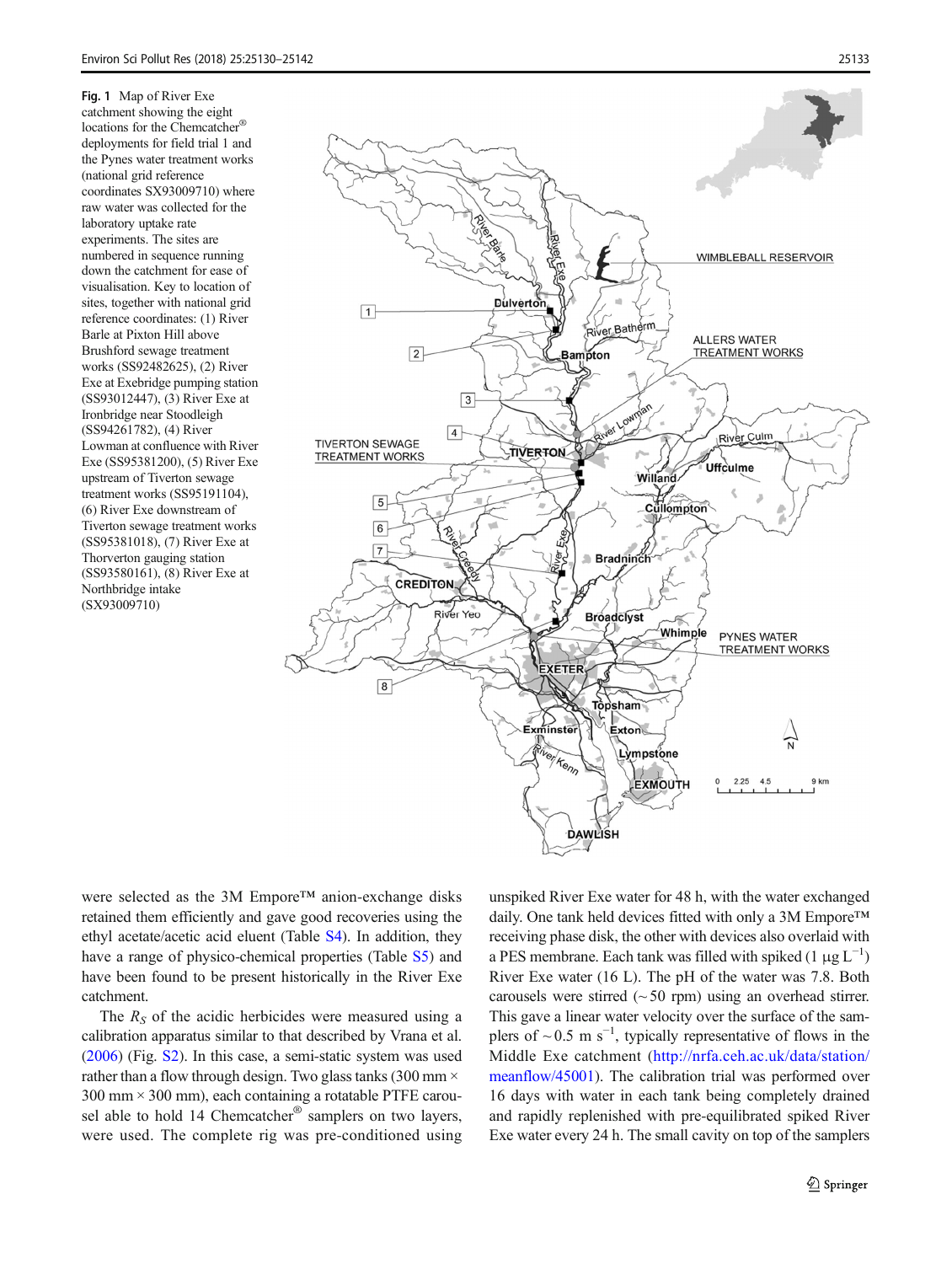**Fig. 1** Map of River Exe catchment showing the eight locations for the Chemcatcher® deployments for field trial 1 and the Pynes water treatment works (national grid reference coordinates SX93009710) where raw water was collected for the laboratory uptake rate experiments. The sites are numbered in sequence running down the catchment for ease of visualisation. Key to location of sites, together with national grid reference coordinates: (1) River Barle at Pixton Hill above Brushford sewage treatment works (SS92482625), (2) River Exe at Exebridge pumping station (SS93012447), (3) River Exe at Ironbridge near Stoodleigh (SS94261782), (4) River Lowman at confluence with River Exe (SS95381200), (5) River Exe upstream of Tiverton sewage treatment works (SS95191104), (6) River Exe downstream of Tiverton sewage treatment works (SS95381018), (7) River Exe at Thorverton gauging station (SS93580161), (8) River Exe at Northbridge intake (SX93009710)

were selected as the 3M Empore™ anion-exchange disks retained them efficiently and gave good recoveries using the ethyl acetate/acetic acid eluent (Table S4). In addition, they have a range of physico-chemical properties (Table S5) and have been found to be present historically in the River Exe catchment.

The $R_S$ of the acidic herbicides were measured using a calibration apparatus similar to that described by Vrana et al. (2006) (Fig. S2). In this case, a semi-static system was used rather than a flow through design. Two glass tanks (300 mm × 300 mm × 300 mm), each containing a rotatable PTFE carousel able to hold 14 Chemcatcher® samplers on two layers, were used. The complete rig was pre-conditioned using unspiked River Exe water for 48 h, with the water exchanged daily. One tank held devices fitted with only a 3M Empore™ receiving phase disk, the other with devices also overlaid with a PES membrane. Each tank was filled with spiked (1 μg $L^{-1}$) River Exe water (16 L). The pH of the water was 7.8. Both carousels were stirred (~ 50 rpm) using an overhead stirrer. This gave a linear water velocity over the surface of the samplers of ~ 0.5 m $s^{-1}$, typically representative of flows in the Middle Exe catchment (http://nrfa.ceh.ac.uk/data/station/meanflow/45001). The calibration trial was performed over 16 days with water in each tank being completely drained and rapidly replenished with pre-equilibrated spiked River Exe water every 24 h. The small cavity on top of the samplers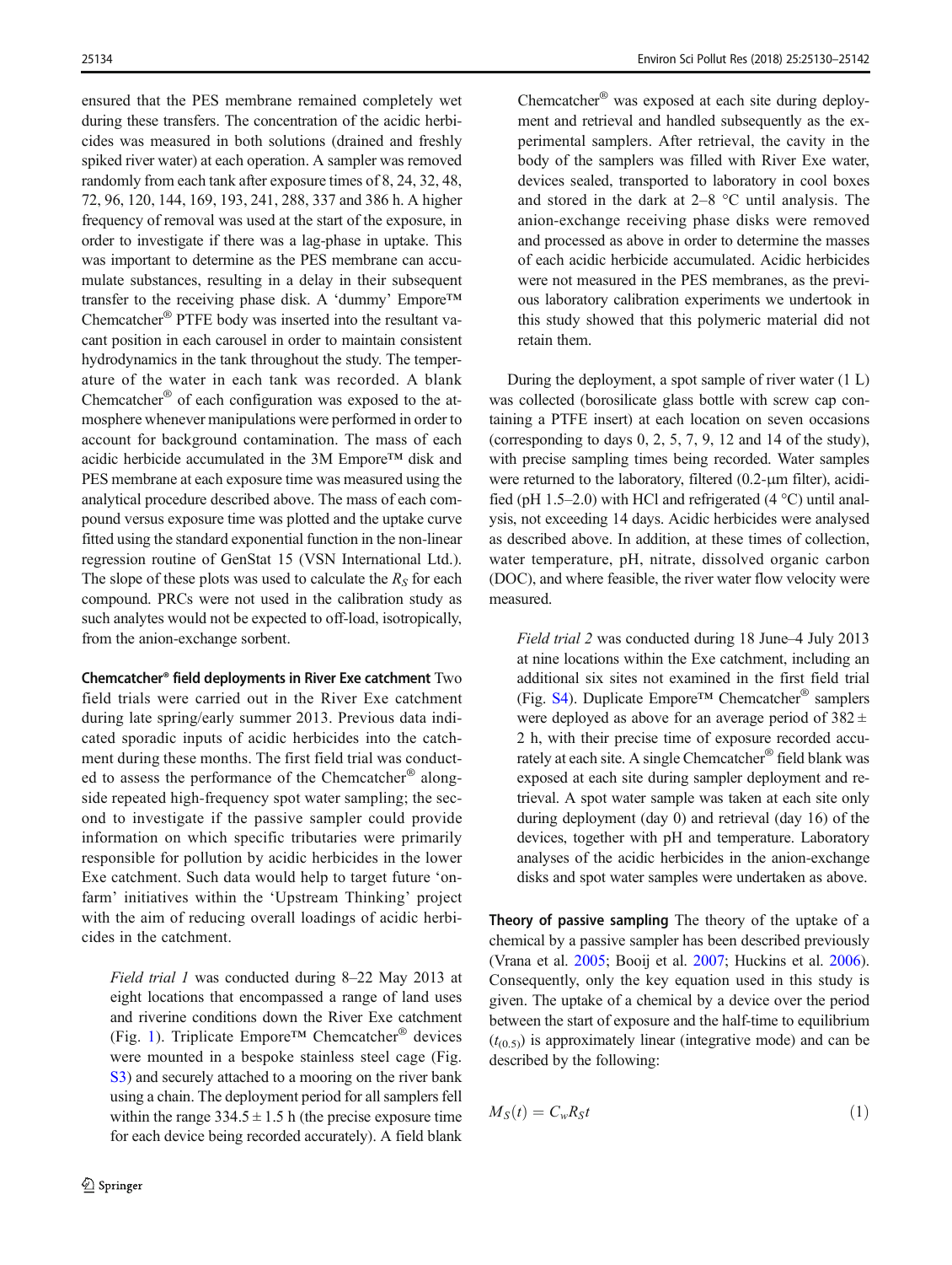ensured that the PES membrane remained completely wet during these transfers. The concentration of the acidic herbicides was measured in both solutions (drained and freshly spiked river water) at each operation. A sampler was removed randomly from each tank after exposure times of 8, 24, 32, 48, 72, 96, 120, 144, 169, 193, 241, 288, 337 and 386 h. A higher frequency of removal was used at the start of the exposure, in order to investigate if there was a lag-phase in uptake. This was important to determine as the PES membrane can accumulate substances, resulting in a delay in their subsequent transfer to the receiving phase disk. A 'dummy' Empore™ Chemcatcher® PTFE body was inserted into the resultant vacant position in each carousel in order to maintain consistent hydrodynamics in the tank throughout the study. The temperature of the water in each tank was recorded. A blank Chemcatcher® of each configuration was exposed to the atmosphere whenever manipulations were performed in order to account for background contamination. The mass of each acidic herbicide accumulated in the 3M Empore™ disk and PES membrane at each exposure time was measured using the analytical procedure described above. The mass of each compound versus exposure time was plotted and the uptake curve fitted using the standard exponential function in the non-linear regression routine of GenStat 15 (VSN International Ltd.). The slope of these plots was used to calculate the $R_S$ for each compound. PRCs were not used in the calibration study as such analytes would not be expected to off-load, isotropically, from the anion-exchange sorbent.

**Chemcatcher® field deployments in River Exe catchment** Two field trials were carried out in the River Exe catchment during late spring/early summer 2013. Previous data indicated sporadic inputs of acidic herbicides into the catchment during these months. The first field trial was conducted to assess the performance of the Chemcatcher® alongside repeated high-frequency spot water sampling; the second to investigate if the passive sampler could provide information on which specific tributaries were primarily responsible for pollution by acidic herbicides in the lower Exe catchment. Such data would help to target future 'on-farm' initiatives within the 'Upstream Thinking' project with the aim of reducing overall loadings of acidic herbicides in the catchment.

*Field trial 1* was conducted during 8–22 May 2013 at eight locations that encompassed a range of land uses and riverine conditions down the River Exe catchment (Fig. 1). Triplicate Empore™ Chemcatcher® devices were mounted in a bespoke stainless steel cage (Fig. S3) and securely attached to a mooring on the river bank using a chain. The deployment period for all samplers fell within the range 334.5 ± 1.5 h (the precise exposure time for each device being recorded accurately). A field blank Chemcatcher® was exposed at each site during deployment and retrieval and handled subsequently as the experimental samplers. After retrieval, the cavity in the body of the samplers was filled with River Exe water, devices sealed, transported to laboratory in cool boxes and stored in the dark at 2–8 °C until analysis. The anion-exchange receiving phase disks were removed and processed as above in order to determine the masses of each acidic herbicide accumulated. Acidic herbicides were not measured in the PES membranes, as the previous laboratory calibration experiments we undertook in this study showed that this polymeric material did not retain them.

During the deployment, a spot sample of river water (1 L) was collected (borosilicate glass bottle with screw cap containing a PTFE insert) at each location on seven occasions (corresponding to days 0, 2, 5, 7, 9, 12 and 14 of the study), with precise sampling times being recorded. Water samples were returned to the laboratory, filtered (0.2-μm filter), acidified (pH 1.5–2.0) with HCl and refrigerated (4 °C) until analysis, not exceeding 14 days. Acidic herbicides were analysed as described above. In addition, at these times of collection, water temperature, pH, nitrate, dissolved organic carbon (DOC), and where feasible, the river water flow velocity were measured.

*Field trial 2* was conducted during 18 June–4 July 2013 at nine locations within the Exe catchment, including an additional six sites not examined in the first field trial (Fig. S4). Duplicate Empore™ Chemcatcher® samplers were deployed as above for an average period of 382 ± 2 h, with their precise time of exposure recorded accurately at each site. A single Chemcatcher® field blank was exposed at each site during sampler deployment and retrieval. A spot water sample was taken at each site only during deployment (day 0) and retrieval (day 16) of the devices, together with pH and temperature. Laboratory analyses of the acidic herbicides in the anion-exchange disks and spot water samples were undertaken as above.

**Theory of passive sampling** The theory of the uptake of a chemical by a passive sampler has been described previously (Vrana et al. 2005; Booij et al. 2007; Huckins et al. 2006). Consequently, only the key equation used in this study is given. The uptake of a chemical by a device over the period between the start of exposure and the half-time to equilibrium ($t_{(0.5)}$) is approximately linear (integrative mode) and can be described by the following:

$$M_S(t) = C_w R_S t \tag{1}$$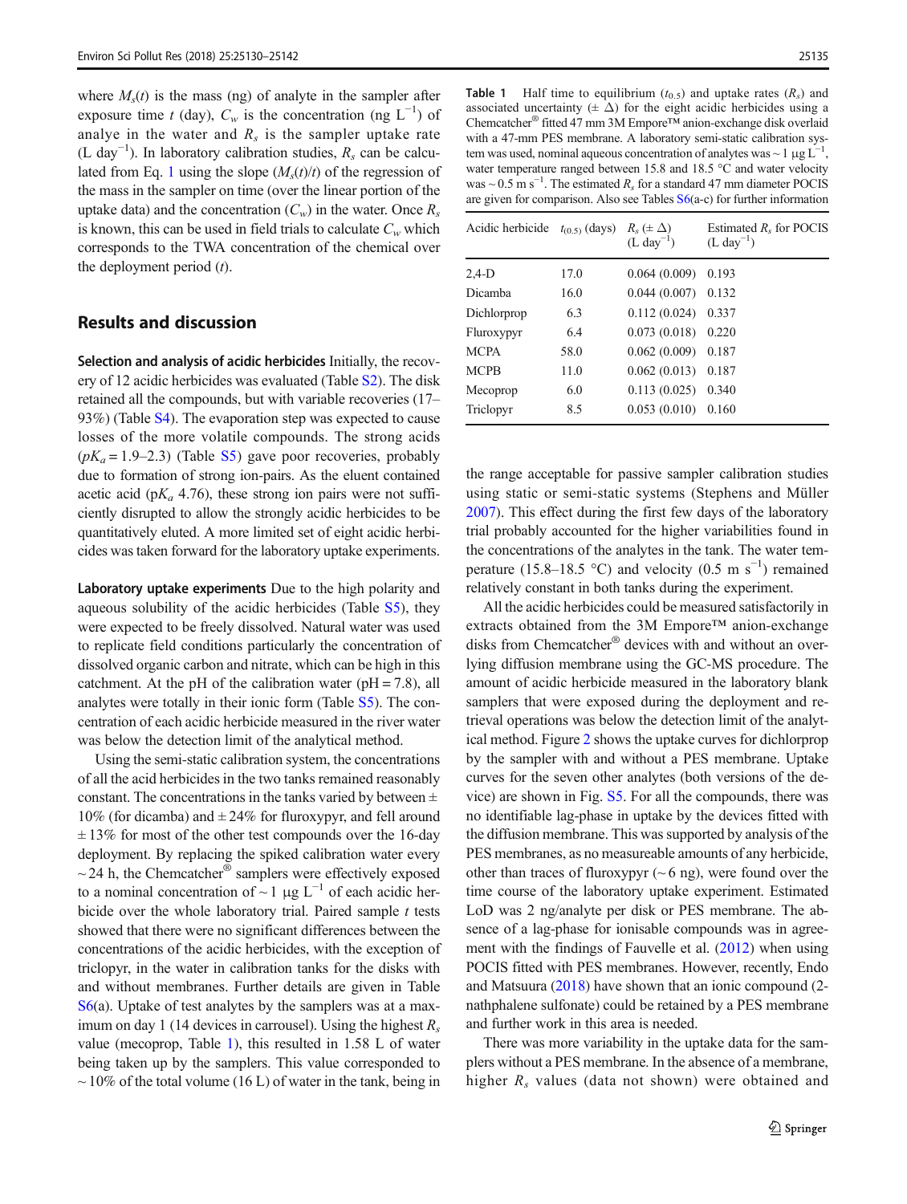where $M_s(t)$ is the mass (ng) of analyte in the sampler after exposure time $t$ (day), $C_w$ is the concentration (ng $L^{-1}$) of analye in the water and $R_s$ is the sampler uptake rate (L $day^{-1}$). In laboratory calibration studies, $R_s$ can be calculated from Eq. 1 using the slope ($M_s(t)/t$) of the regression of the mass in the sampler on time (over the linear portion of the uptake data) and the concentration ($C_w$) in the water. Once $R_s$ is known, this can be used in field trials to calculate $C_w$ which corresponds to the TWA concentration of the chemical over the deployment period ($t$).

## Results and discussion

**Selection and analysis of acidic herbicides** Initially, the recovery of 12 acidic herbicides was evaluated (Table S2). The disk retained all the compounds, but with variable recoveries (17–93%) (Table S4). The evaporation step was expected to cause losses of the more volatile compounds. The strong acids ($pK_a$ = 1.9–2.3) (Table S5) gave poor recoveries, probably due to formation of strong ion-pairs. As the eluent contained acetic acid (p$K_a$ 4.76), these strong ion pairs were not sufficiently disrupted to allow the strongly acidic herbicides to be quantitatively eluted. A more limited set of eight acidic herbicides was taken forward for the laboratory uptake experiments.

**Laboratory uptake experiments** Due to the high polarity and aqueous solubility of the acidic herbicides (Table S5), they were expected to be freely dissolved. Natural water was used to replicate field conditions particularly the concentration of dissolved organic carbon and nitrate, which can be high in this catchment. At the pH of the calibration water (pH = 7.8), all analytes were totally in their ionic form (Table S5). The concentration of each acidic herbicide measured in the river water was below the detection limit of the analytical method.

Using the semi-static calibration system, the concentrations of all the acid herbicides in the two tanks remained reasonably constant. The concentrations in the tanks varied by between ± 10% (for dicamba) and ± 24% for fluroxypyr, and fell around ± 13% for most of the other test compounds over the 16-day deployment. By replacing the spiked calibration water every ~ 24 h, the Chemcatcher® samplers were effectively exposed to a nominal concentration of ~ 1 μg $L^{-1}$ of each acidic herbicide over the whole laboratory trial. Paired sample $t$ tests showed that there were no significant differences between the concentrations of the acidic herbicides, with the exception of triclopyr, in the water in calibration tanks for the disks with and without membranes. Further details are given in Table S6(a). Uptake of test analytes by the samplers was at a maximum on day 1 (14 devices in carrousel). Using the highest $R_s$ value (mecoprop, Table 1), this resulted in 1.58 L of water being taken up by the samplers. This value corresponded to ~ 10% of the total volume (16 L) of water in the tank, being in the range acceptable for passive sampler calibration studies using static or semi-static systems (Stephens and Müller 2007). This effect during the first few days of the laboratory trial probably accounted for the higher variabilities found in the concentrations of the analytes in the tank. The water temperature (15.8–18.5 °C) and velocity (0.5 m $s^{-1}$) remained relatively constant in both tanks during the experiment.

**Table 1** Half time to equilibrium ($t_{(0.5)}$) and uptake rates ($R_s$) and associated uncertainty (± Δ) for the eight acidic herbicides using a Chemcatcher® fitted 47 mm 3M Empore™ anion-exchange disk overlaid with a 47-mm PES membrane. A laboratory semi-static calibration system was used, nominal aqueous concentration of analytes was ~ 1 μg $L^{-1}$, water temperature ranged between 15.8 and 18.5 °C and water velocity was ~ 0.5 m $s^{-1}$. The estimated $R_s$ for a standard 47 mm diameter POCIS are given for comparison. Also see Tables S6(a-c) for further information

| Acidic herbicide | $t_{(0.5)}$ (days) | $R_s$ (± Δ) (L $day^{-1}$) | Estimated $R_s$ for POCIS (L $day^{-1}$) |
|---|---|---|---|
| 2,4-D | 17.0 | 0.064 (0.009) | 0.193 |
| Dicamba | 16.0 | 0.044 (0.007) | 0.132 |
| Dichlorprop | 6.3 | 0.112 (0.024) | 0.337 |
| Fluroxypyr | 6.4 | 0.073 (0.018) | 0.220 |
| MCPA | 58.0 | 0.062 (0.009) | 0.187 |
| MCPB | 11.0 | 0.062 (0.013) | 0.187 |
| Mecoprop | 6.0 | 0.113 (0.025) | 0.340 |
| Triclopyr | 8.5 | 0.053 (0.010) | 0.160 |

All the acidic herbicides could be measured satisfactorily in extracts obtained from the 3M Empore™ anion-exchange disks from Chemcatcher® devices with and without an overlying diffusion membrane using the GC-MS procedure. The amount of acidic herbicide measured in the laboratory blank samplers that were exposed during the deployment and retrieval operations was below the detection limit of the analytical method. Figure 2 shows the uptake curves for dichlorprop by the sampler with and without a PES membrane. Uptake curves for the seven other analytes (both versions of the device) are shown in Fig. S5. For all the compounds, there was no identifiable lag-phase in uptake by the devices fitted with the diffusion membrane. This was supported by analysis of the PES membranes, as no measureable amounts of any herbicide, other than traces of fluroxypyr (~ 6 ng), were found over the time course of the laboratory uptake experiment. Estimated LoD was 2 ng/analyte per disk or PES membrane. The absence of a lag-phase for ionisable compounds was in agreement with the findings of Fauvelle et al. (2012) when using POCIS fitted with PES membranes. However, recently, Endo and Matsuura (2018) have shown that an ionic compound (2-nathphalene sulfonate) could be retained by a PES membrane and further work in this area is needed.

There was more variability in the uptake data for the samplers without a PES membrane. In the absence of a membrane, higher $R_s$ values (data not shown) were obtained and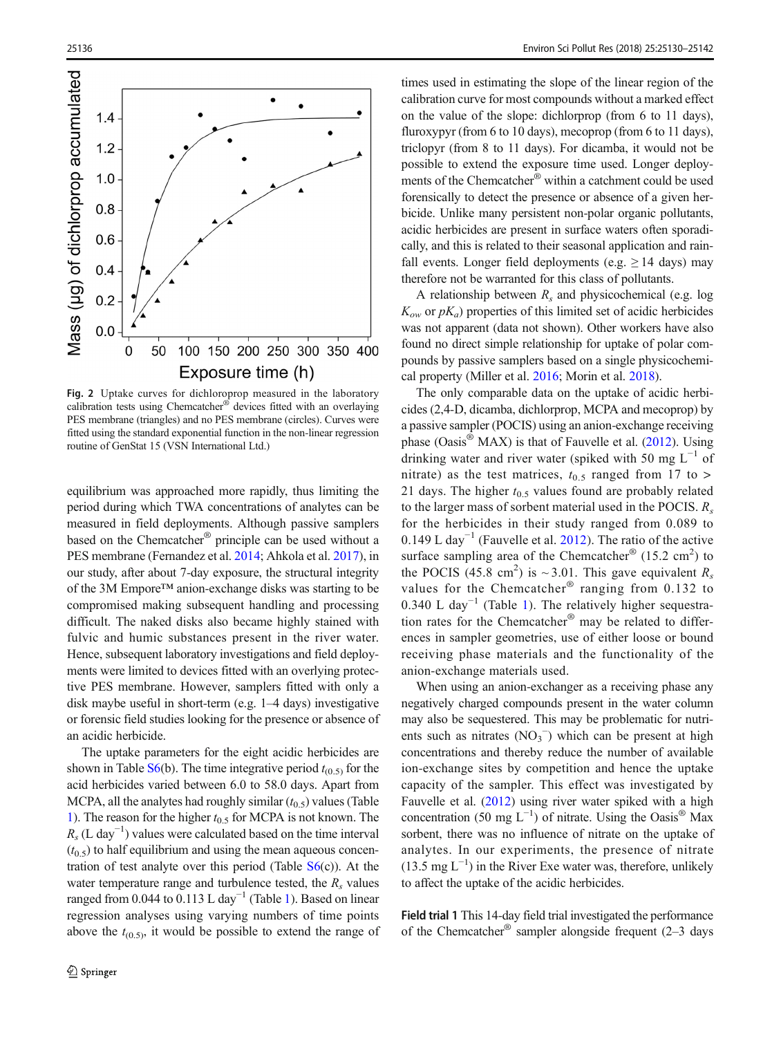Fig. 2 Uptake curves for dichloroprop measured in the laboratory calibration tests using Chemcatcher® devices fitted with an overlaying PES membrane (triangles) and no PES membrane (circles). Curves were fitted using the standard exponential function in the non-linear regression routine of GenStat 15 (VSN International Ltd.)

equilibrium was approached more rapidly, thus limiting the period during which TWA concentrations of analytes can be measured in field deployments. Although passive samplers based on the Chemcatcher® principle can be used without a PES membrane (Fernandez et al. 2014; Ahkola et al. 2017), in our study, after about 7-day exposure, the structural integrity of the 3M Empore™ anion-exchange disks was starting to be compromised making subsequent handling and processing difficult. The naked disks also became highly stained with fulvic and humic substances present in the river water. Hence, subsequent laboratory investigations and field deployments were limited to devices fitted with an overlying protective PES membrane. However, samplers fitted with only a disk maybe useful in short-term (e.g. 1–4 days) investigative or forensic field studies looking for the presence or absence of an acidic herbicide.

The uptake parameters for the eight acidic herbicides are shown in Table S6(b). The time integrative period $t_{(0.5)}$ for the acid herbicides varied between 6.0 to 58.0 days. Apart from MCPA, all the analytes had roughly similar ($t_{0.5}$) values (Table 1). The reason for the higher $t_{0.5}$ for MCPA is not known. The $R_s$ (L day$^{-1}$) values were calculated based on the time interval ($t_{0.5}$) to half equilibrium and using the mean aqueous concentration of test analyte over this period (Table S6(c)). At the water temperature range and turbulence tested, the $R_s$ values ranged from 0.044 to 0.113 L day$^{-1}$ (Table 1). Based on linear regression analyses using varying numbers of time points above the $t_{(0.5)}$, it would be possible to extend the range of times used in estimating the slope of the linear region of the calibration curve for most compounds without a marked effect on the value of the slope: dichlorprop (from 6 to 11 days), fluroxypyr (from 6 to 10 days), mecoprop (from 6 to 11 days), triclopyr (from 8 to 11 days). For dicamba, it would not be possible to extend the exposure time used. Longer deployments of the Chemcatcher® within a catchment could be used forensically to detect the presence or absence of a given herbicide. Unlike many persistent non-polar organic pollutants, acidic herbicides are present in surface waters often sporadically, and this is related to their seasonal application and rainfall events. Longer field deployments (e.g. ≥ 14 days) may therefore not be warranted for this class of pollutants.

A relationship between $R_s$ and physicochemical (e.g. log $K_{ow}$ or $pK_a$) properties of this limited set of acidic herbicides was not apparent (data not shown). Other workers have also found no direct simple relationship for uptake of polar compounds by passive samplers based on a single physicochemical property (Miller et al. 2016; Morin et al. 2018).

The only comparable data on the uptake of acidic herbicides (2,4-D, dicamba, dichlorprop, MCPA and mecoprop) by a passive sampler (POCIS) using an anion-exchange receiving phase (Oasis® MAX) is that of Fauvelle et al. (2012). Using drinking water and river water (spiked with 50 mg L$^{-1}$ of nitrate) as the test matrices, $t_{0.5}$ ranged from 17 to > 21 days. The higher $t_{0.5}$ values found are probably related to the larger mass of sorbent material used in the POCIS. $R_s$ for the herbicides in their study ranged from 0.089 to 0.149 L day$^{-1}$ (Fauvelle et al. 2012). The ratio of the active surface sampling area of the Chemcatcher® (15.2 cm$^2$) to the POCIS (45.8 cm$^2$) is ~3.01. This gave equivalent $R_s$ values for the Chemcatcher® ranging from 0.132 to 0.340 L day$^{-1}$ (Table 1). The relatively higher sequestration rates for the Chemcatcher® may be related to differences in sampler geometries, use of either loose or bound receiving phase materials and the functionality of the anion-exchange materials used.

When using an anion-exchanger as a receiving phase any negatively charged compounds present in the water column may also be sequestered. This may be problematic for nutrients such as nitrates ($NO_3^-$) which can be present at high concentrations and thereby reduce the number of available ion-exchange sites by competition and hence the uptake capacity of the sampler. This effect was investigated by Fauvelle et al. (2012) using river water spiked with a high concentration (50 mg L$^{-1}$) of nitrate. Using the Oasis® Max sorbent, there was no influence of nitrate on the uptake of analytes. In our experiments, the presence of nitrate (13.5 mg L$^{-1}$) in the River Exe water was, therefore, unlikely to affect the uptake of the acidic herbicides.

**Field trial 1** This 14-day field trial investigated the performance of the Chemcatcher® sampler alongside frequent (2–3 days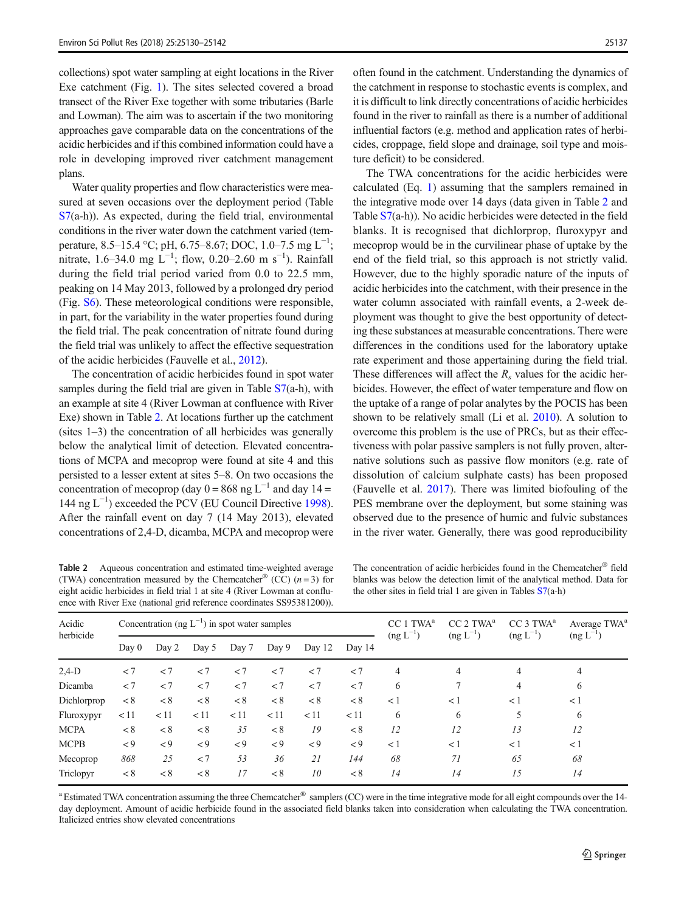collections) spot water sampling at eight locations in the River Exe catchment (Fig. 1). The sites selected covered a broad transect of the River Exe together with some tributaries (Barle and Lowman). The aim was to ascertain if the two monitoring approaches gave comparable data on the concentrations of the acidic herbicides and if this combined information could have a role in developing improved river catchment management plans.

Water quality properties and flow characteristics were measured at seven occasions over the deployment period (Table S7(a-h)). As expected, during the field trial, environmental conditions in the river water down the catchment varied (temperature, 8.5–15.4 °C; pH, 6.75–8.67; DOC, 1.0–7.5 mg $L^{-1}$; nitrate, 1.6–34.0 mg $L^{-1}$; flow, 0.20–2.60 m $s^{-1}$). Rainfall during the field trial period varied from 0.0 to 22.5 mm, peaking on 14 May 2013, followed by a prolonged dry period (Fig. S6). These meteorological conditions were responsible, in part, for the variability in the water properties found during the field trial. The peak concentration of nitrate found during the field trial was unlikely to affect the effective sequestration of the acidic herbicides (Fauvelle et al., 2012).

The concentration of acidic herbicides found in spot water samples during the field trial are given in Table S7(a-h), with an example at site 4 (River Lowman at confluence with River Exe) shown in Table 2. At locations further up the catchment (sites 1–3) the concentration of all herbicides was generally below the analytical limit of detection. Elevated concentrations of MCPA and mecoprop were found at site 4 and this persisted to a lesser extent at sites 5–8. On two occasions the concentration of mecoprop (day 0 = 868 ng $L^{-1}$ and day 14 = 144 ng $L^{-1}$) exceeded the PCV (EU Council Directive 1998). After the rainfall event on day 7 (14 May 2013), elevated concentrations of 2,4-D, dicamba, MCPA and mecoprop were often found in the catchment. Understanding the dynamics of the catchment in response to stochastic events is complex, and it is difficult to link directly concentrations of acidic herbicides found in the river to rainfall as there is a number of additional influential factors (e.g. method and application rates of herbicides, croppage, field slope and drainage, soil type and moisture deficit) to be considered.

The TWA concentrations for the acidic herbicides were calculated (Eq. 1) assuming that the samplers remained in the integrative mode over 14 days (data given in Table 2 and Table S7(a-h)). No acidic herbicides were detected in the field blanks. It is recognised that dichlorprop, fluroxypyr and mecoprop would be in the curvilinear phase of uptake by the end of the field trial, so this approach is not strictly valid. However, due to the highly sporadic nature of the inputs of acidic herbicides into the catchment, with their presence in the water column associated with rainfall events, a 2-week deployment was thought to give the best opportunity of detecting these substances at measurable concentrations. There were differences in the conditions used for the laboratory uptake rate experiment and those appertaining during the field trial. These differences will affect the $R_s$ values for the acidic herbicides. However, the effect of water temperature and flow on the uptake of a range of polar analytes by the POCIS has been shown to be relatively small (Li et al. 2010). A solution to overcome this problem is the use of PRCs, but as their effectiveness with polar passive samplers is not fully proven, alternative solutions such as passive flow monitors (e.g. rate of dissolution of calcium sulphate casts) has been proposed (Fauvelle et al. 2017). There was limited biofouling of the PES membrane over the deployment, but some staining was observed due to the presence of humic and fulvic substances in the river water. Generally, there was good reproducibility

**Table 2** Aqueous concentration and estimated time-weighted average (TWA) concentration measured by the Chemcatcher® (CC) ($n = 3$) for eight acidic herbicides in field trial 1 at site 4 (River Lowman at confluence with River Exe (national grid reference coordinates SS95381200)). The concentration of acidic herbicides found in the Chemcatcher® field blanks was below the detection limit of the analytical method. Data for the other sites in field trial 1 are given in Tables S7(a-h)

| Acidic herbicide | Concentration (ng $L^{-1}$) in spot water samples | | | | | | | CC 1 TWA[a] (ng $L^{-1}$) | CC 2 TWA[a] (ng $L^{-1}$) | CC 3 TWA[a] (ng $L^{-1}$) | Average TWA[a] (ng $L^{-1}$) |
|---|---|---|---|---|---|---|---|---|---|---|---|
| | Day 0 | Day 2 | Day 5 | Day 7 | Day 9 | Day 12 | Day 14 | | | | |
| 2,4-D | < 7 | < 7 | < 7 | < 7 | < 7 | < 7 | < 7 | 4 | 4 | 4 | 4 |
| Dicamba | < 7 | < 7 | < 7 | < 7 | < 7 | < 7 | < 7 | 6 | 7 | 4 | 6 |
| Dichlorprop | < 8 | < 8 | < 8 | < 8 | < 8 | < 8 | < 8 | < 1 | < 1 | < 1 | < 1 |
| Fluroxypyr | < 11 | < 11 | < 11 | < 11 | < 11 | < 11 | < 11 | 6 | 6 | 5 | 6 |
| MCPA | < 8 | < 8 | < 8 | *35* | < 8 | *19* | < 8 | *12* | *12* | *13* | *12* |
| MCPB | < 9 | < 9 | < 9 | < 9 | < 9 | < 9 | < 9 | < 1 | < 1 | < 1 | < 1 |
| Mecoprop | *868* | *25* | < 7 | *53* | *36* | *21* | *144* | *68* | *71* | *65* | *68* |
| Triclopyr | < 8 | < 8 | < 8 | *17* | < 8 | *10* | < 8 | *14* | *14* | *15* | *14* |

[a] Estimated TWA concentration assuming the three Chemcatcher® samplers (CC) were in the time integrative mode for all eight compounds over the 14-day deployment. Amount of acidic herbicide found in the associated field blanks taken into consideration when calculating the TWA concentration. Italicized entries show elevated concentrations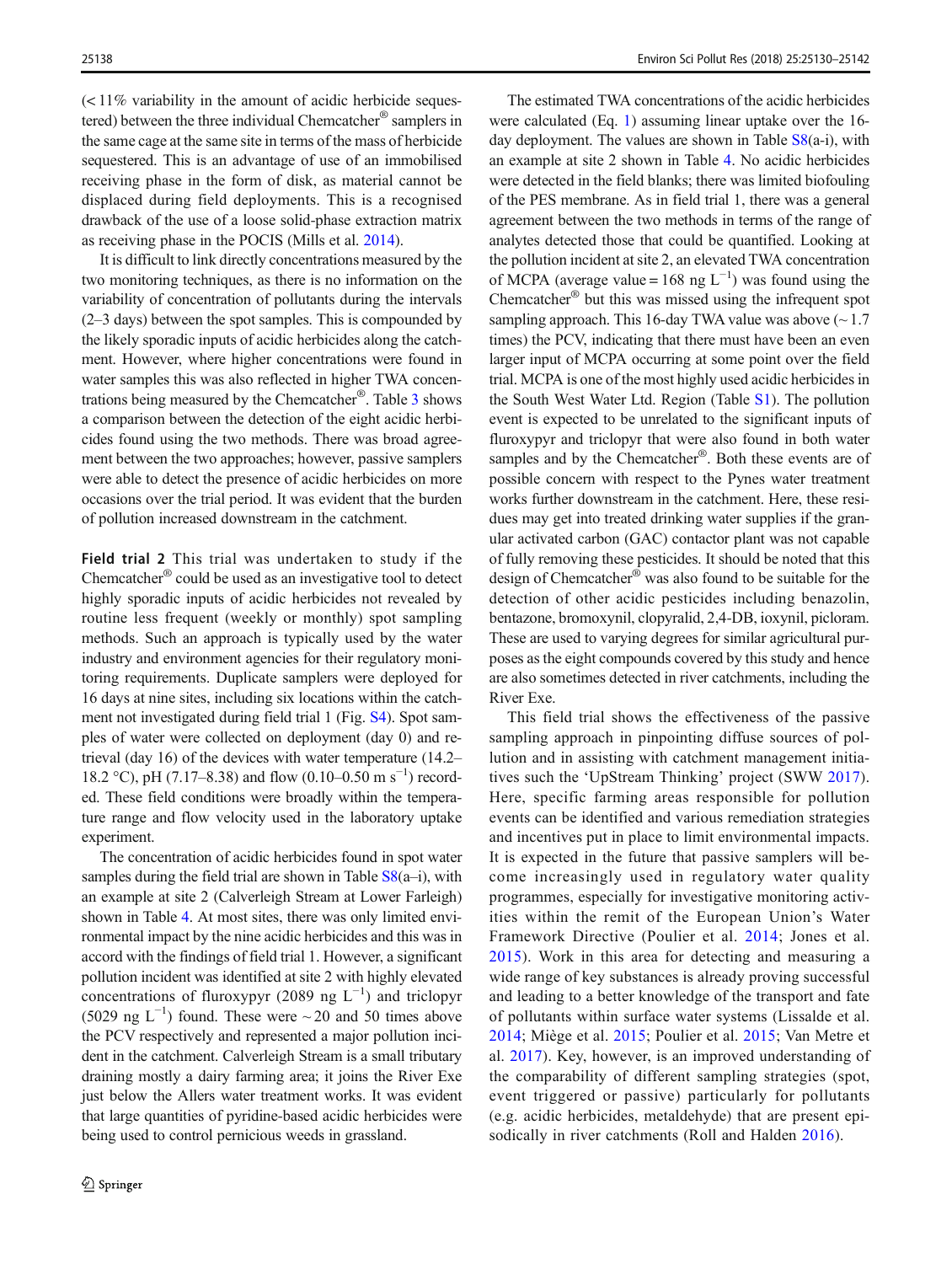(< 11% variability in the amount of acidic herbicide sequestered) between the three individual Chemcatcher® samplers in the same cage at the same site in terms of the mass of herbicide sequestered. This is an advantage of use of an immobilised receiving phase in the form of disk, as material cannot be displaced during field deployments. This is a recognised drawback of the use of a loose solid-phase extraction matrix as receiving phase in the POCIS (Mills et al. 2014).

It is difficult to link directly concentrations measured by the two monitoring techniques, as there is no information on the variability of concentration of pollutants during the intervals (2–3 days) between the spot samples. This is compounded by the likely sporadic inputs of acidic herbicides along the catchment. However, where higher concentrations were found in water samples this was also reflected in higher TWA concentrations being measured by the Chemcatcher®. Table 3 shows a comparison between the detection of the eight acidic herbicides found using the two methods. There was broad agreement between the two approaches; however, passive samplers were able to detect the presence of acidic herbicides on more occasions over the trial period. It was evident that the burden of pollution increased downstream in the catchment.

**Field trial 2** This trial was undertaken to study if the Chemcatcher® could be used as an investigative tool to detect highly sporadic inputs of acidic herbicides not revealed by routine less frequent (weekly or monthly) spot sampling methods. Such an approach is typically used by the water industry and environment agencies for their regulatory monitoring requirements. Duplicate samplers were deployed for 16 days at nine sites, including six locations within the catchment not investigated during field trial 1 (Fig. S4). Spot samples of water were collected on deployment (day 0) and retrieval (day 16) of the devices with water temperature (14.2–18.2 °C), pH (7.17–8.38) and flow (0.10–0.50 m s$^{-1}$) recorded. These field conditions were broadly within the temperature range and flow velocity used in the laboratory uptake experiment.

The concentration of acidic herbicides found in spot water samples during the field trial are shown in Table S8(a–i), with an example at site 2 (Calverleigh Stream at Lower Farleigh) shown in Table 4. At most sites, there was only limited environmental impact by the nine acidic herbicides and this was in accord with the findings of field trial 1. However, a significant pollution incident was identified at site 2 with highly elevated concentrations of fluroxypyr (2089 ng L$^{-1}$) and triclopyr (5029 ng L$^{-1}$) found. These were ~ 20 and 50 times above the PCV respectively and represented a major pollution incident in the catchment. Calverleigh Stream is a small tributary draining mostly a dairy farming area; it joins the River Exe just below the Allers water treatment works. It was evident that large quantities of pyridine-based acidic herbicides were being used to control pernicious weeds in grassland.

The estimated TWA concentrations of the acidic herbicides were calculated (Eq. 1) assuming linear uptake over the 16-day deployment. The values are shown in Table S8(a-i), with an example at site 2 shown in Table 4. No acidic herbicides were detected in the field blanks; there was limited biofouling of the PES membrane. As in field trial 1, there was a general agreement between the two methods in terms of the range of analytes detected those that could be quantified. Looking at the pollution incident at site 2, an elevated TWA concentration of MCPA (average value = 168 ng L$^{-1}$) was found using the Chemcatcher® but this was missed using the infrequent spot sampling approach. This 16-day TWA value was above (~ 1.7 times) the PCV, indicating that there must have been an even larger input of MCPA occurring at some point over the field trial. MCPA is one of the most highly used acidic herbicides in the South West Water Ltd. Region (Table S1). The pollution event is expected to be unrelated to the significant inputs of fluroxypyr and triclopyr that were also found in both water samples and by the Chemcatcher®. Both these events are of possible concern with respect to the Pynes water treatment works further downstream in the catchment. Here, these residues may get into treated drinking water supplies if the granular activated carbon (GAC) contactor plant was not capable of fully removing these pesticides. It should be noted that this design of Chemcatcher® was also found to be suitable for the detection of other acidic pesticides including benazolin, bentazone, bromoxynil, clopyralid, 2,4-DB, ioxynil, picloram. These are used to varying degrees for similar agricultural purposes as the eight compounds covered by this study and hence are also sometimes detected in river catchments, including the River Exe.

This field trial shows the effectiveness of the passive sampling approach in pinpointing diffuse sources of pollution and in assisting with catchment management initiatives such the 'UpStream Thinking' project (SWW 2017). Here, specific farming areas responsible for pollution events can be identified and various remediation strategies and incentives put in place to limit environmental impacts. It is expected in the future that passive samplers will become increasingly used in regulatory water quality programmes, especially for investigative monitoring activities within the remit of the European Union's Water Framework Directive (Poulier et al. 2014; Jones et al. 2015). Work in this area for detecting and measuring a wide range of key substances is already proving successful and leading to a better knowledge of the transport and fate of pollutants within surface water systems (Lissalde et al. 2014; Miège et al. 2015; Poulier et al. 2015; Van Metre et al. 2017). Key, however, is an improved understanding of the comparability of different sampling strategies (spot, event triggered or passive) particularly for pollutants (e.g. acidic herbicides, metaldehyde) that are present episodically in river catchments (Roll and Halden 2016).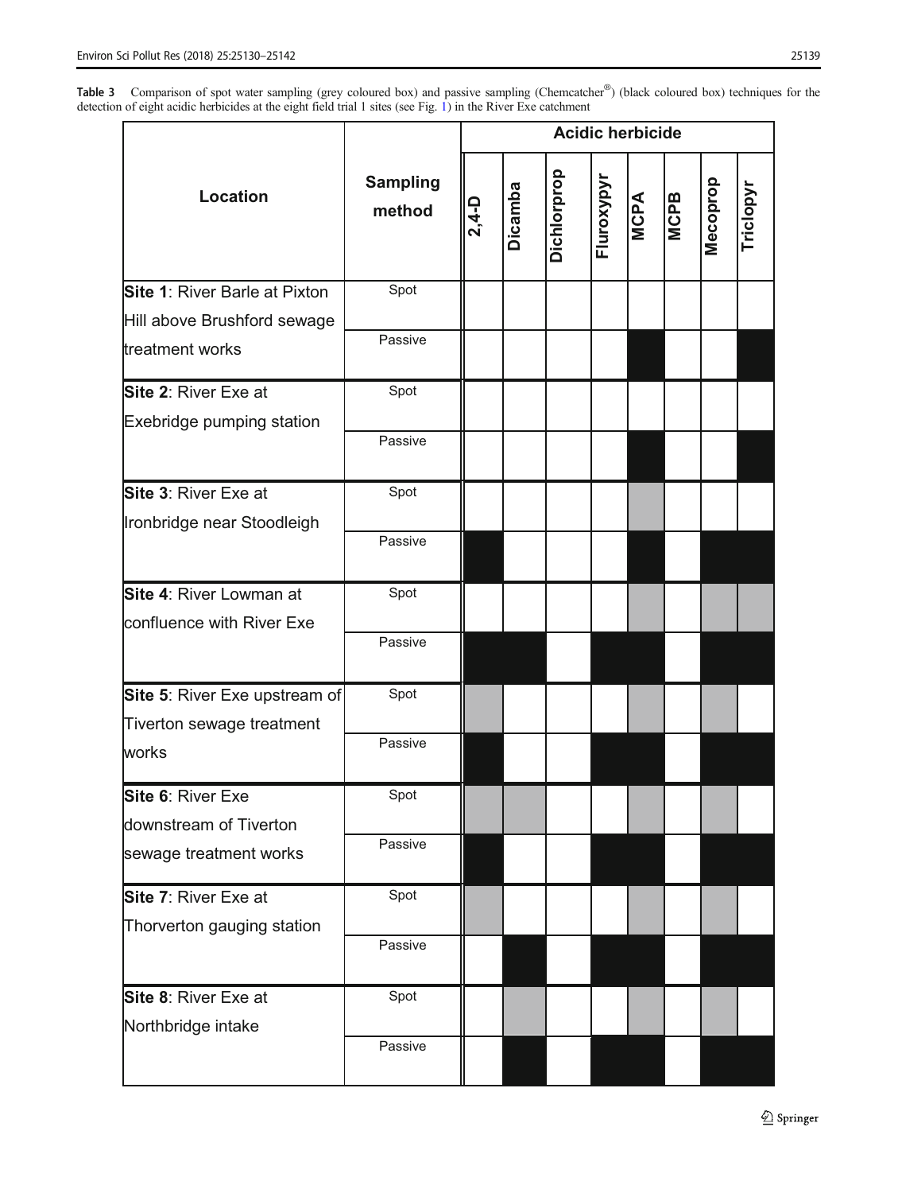**Table 3** Comparison of spot water sampling (grey coloured box) and passive sampling (Chemcatcher®) (black coloured box) techniques for the detection of eight acidic herbicides at the eight field trial 1 sites (see Fig. 1) in the River Exe catchment

| Location | Sampling method | Acidic herbicide | | | | | | | |
|---|---|---|---|---|---|---|---|---|---|
| | | 2,4-D | Dicamba | Dichlorprop | Fluroxypyr | MCPA | MCPB | Mecoprop | Triclopyr |
| **Site 1**: River Barle at Pixton Hill above Brushford sewage treatment works | Spot | | | | | | | | |
| | Passive | | | | | ■ | | | ■ |
| **Site 2**: River Exe at Exebridge pumping station | Spot | | | | | | | | |
| | Passive | | | | | ■ | | | ■ |
| **Site 3**: River Exe at Ironbridge near Stoodleigh | Spot | | | | | ░ | | | |
| | Passive | ■ | | | | ■ | | ■ | ■ |
| **Site 4**: River Lowman at confluence with River Exe | Spot | | | | | ░ | | ░ | ░ |
| | Passive | ■ | ■ | | ■ | ■ | | ■ | ■ |
| **Site 5**: River Exe upstream of Tiverton sewage treatment works | Spot | ░ | | | | ░ | | ░ | |
| | Passive | ■ | | | ■ | ■ | | ■ | ■ |
| **Site 6**: River Exe downstream of Tiverton sewage treatment works | Spot | ░ | ░ | | | ░ | | ░ | |
| | Passive | ■ | | | ■ | ■ | | ■ | ■ |
| **Site 7**: River Exe at Thorverton gauging station | Spot | ░ | | | | ░ | | ░ | |
| | Passive | | ■ | | ■ | ■ | | ■ | ■ |
| **Site 8**: River Exe at Northbridge intake | Spot | | ░ | | | ░ | | ░ | |
| | Passive | | ■ | | ■ | ■ | | ■ | ■ |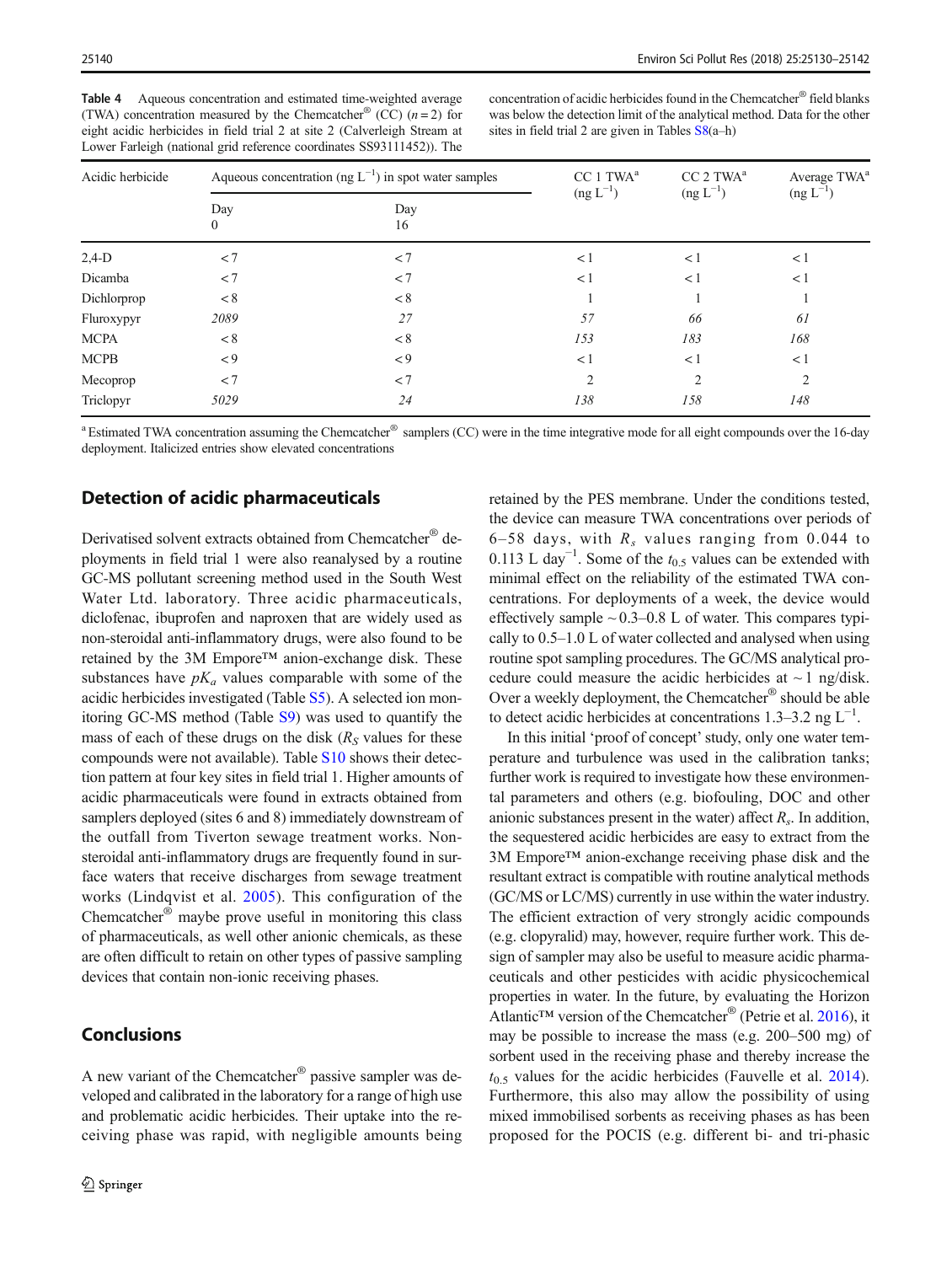**Table 4** Aqueous concentration and estimated time-weighted average (TWA) concentration measured by the Chemcatcher® (CC) ($n = 2$) for eight acidic herbicides in field trial 2 at site 2 (Calverleigh Stream at Lower Farleigh (national grid reference coordinates SS93111452)). The concentration of acidic herbicides found in the Chemcatcher® field blanks was below the detection limit of the analytical method. Data for the other sites in field trial 2 are given in Tables S8(a–h)

| Acidic herbicide | Aqueous concentration (ng $L^{-1}$) in spot water samples | | CC 1 TWA[a] (ng $L^{-1}$) | CC 2 TWA[a] (ng $L^{-1}$) | Average TWA[a] (ng $L^{-1}$) |
|---|---|---|---|---|---|
| | Day 0 | Day 16 | | | |
| 2,4-D | < 7 | < 7 | < 1 | < 1 | < 1 |
| Dicamba | < 7 | < 7 | < 1 | < 1 | < 1 |
| Dichlorprop | < 8 | < 8 | 1 | 1 | 1 |
| Fluroxypyr | *2089* | *27* | *57* | *66* | *61* |
| MCPA | < 8 | < 8 | *153* | *183* | *168* |
| MCPB | < 9 | < 9 | < 1 | < 1 | < 1 |
| Mecoprop | < 7 | < 7 | 2 | 2 | 2 |
| Triclopyr | *5029* | *24* | *138* | *158* | *148* |

[a] Estimated TWA concentration assuming the Chemcatcher® samplers (CC) were in the time integrative mode for all eight compounds over the 16-day deployment. Italicized entries show elevated concentrations

## Detection of acidic pharmaceuticals

Derivatised solvent extracts obtained from Chemcatcher® deployments in field trial 1 were also reanalysed by a routine GC-MS pollutant screening method used in the South West Water Ltd. laboratory. Three acidic pharmaceuticals, diclofenac, ibuprofen and naproxen that are widely used as non-steroidal anti-inflammatory drugs, were also found to be retained by the 3M Empore™ anion-exchange disk. These substances have $pK_a$ values comparable with some of the acidic herbicides investigated (Table S5). A selected ion monitoring GC-MS method (Table S9) was used to quantify the mass of each of these drugs on the disk ($R_S$ values for these compounds were not available). Table S10 shows their detection pattern at four key sites in field trial 1. Higher amounts of acidic pharmaceuticals were found in extracts obtained from samplers deployed (sites 6 and 8) immediately downstream of the outfall from Tiverton sewage treatment works. Non-steroidal anti-inflammatory drugs are frequently found in surface waters that receive discharges from sewage treatment works (Lindqvist et al. 2005). This configuration of the Chemcatcher® maybe prove useful in monitoring this class of pharmaceuticals, as well other anionic chemicals, as these are often difficult to retain on other types of passive sampling devices that contain non-ionic receiving phases.

## Conclusions

A new variant of the Chemcatcher® passive sampler was developed and calibrated in the laboratory for a range of high use and problematic acidic herbicides. Their uptake into the receiving phase was rapid, with negligible amounts being retained by the PES membrane. Under the conditions tested, the device can measure TWA concentrations over periods of 6–58 days, with $R_s$ values ranging from 0.044 to 0.113 L $day^{-1}$. Some of the $t_{0.5}$ values can be extended with minimal effect on the reliability of the estimated TWA concentrations. For deployments of a week, the device would effectively sample ~ 0.3–0.8 L of water. This compares typically to 0.5–1.0 L of water collected and analysed when using routine spot sampling procedures. The GC/MS analytical procedure could measure the acidic herbicides at ~ 1 ng/disk. Over a weekly deployment, the Chemcatcher® should be able to detect acidic herbicides at concentrations 1.3–3.2 ng $L^{-1}$.

In this initial 'proof of concept' study, only one water temperature and turbulence was used in the calibration tanks; further work is required to investigate how these environmental parameters and others (e.g. biofouling, DOC and other anionic substances present in the water) affect $R_s$. In addition, the sequestered acidic herbicides are easy to extract from the 3M Empore™ anion-exchange receiving phase disk and the resultant extract is compatible with routine analytical methods (GC/MS or LC/MS) currently in use within the water industry. The efficient extraction of very strongly acidic compounds (e.g. clopyralid) may, however, require further work. This design of sampler may also be useful to measure acidic pharmaceuticals and other pesticides with acidic physicochemical properties in water. In the future, by evaluating the Horizon Atlantic™ version of the Chemcatcher® (Petrie et al. 2016), it may be possible to increase the mass (e.g. 200–500 mg) of sorbent used in the receiving phase and thereby increase the $t_{0.5}$ values for the acidic herbicides (Fauvelle et al. 2014). Furthermore, this also may allow the possibility of using mixed immobilised sorbents as receiving phases as has been proposed for the POCIS (e.g. different bi- and tri-phasic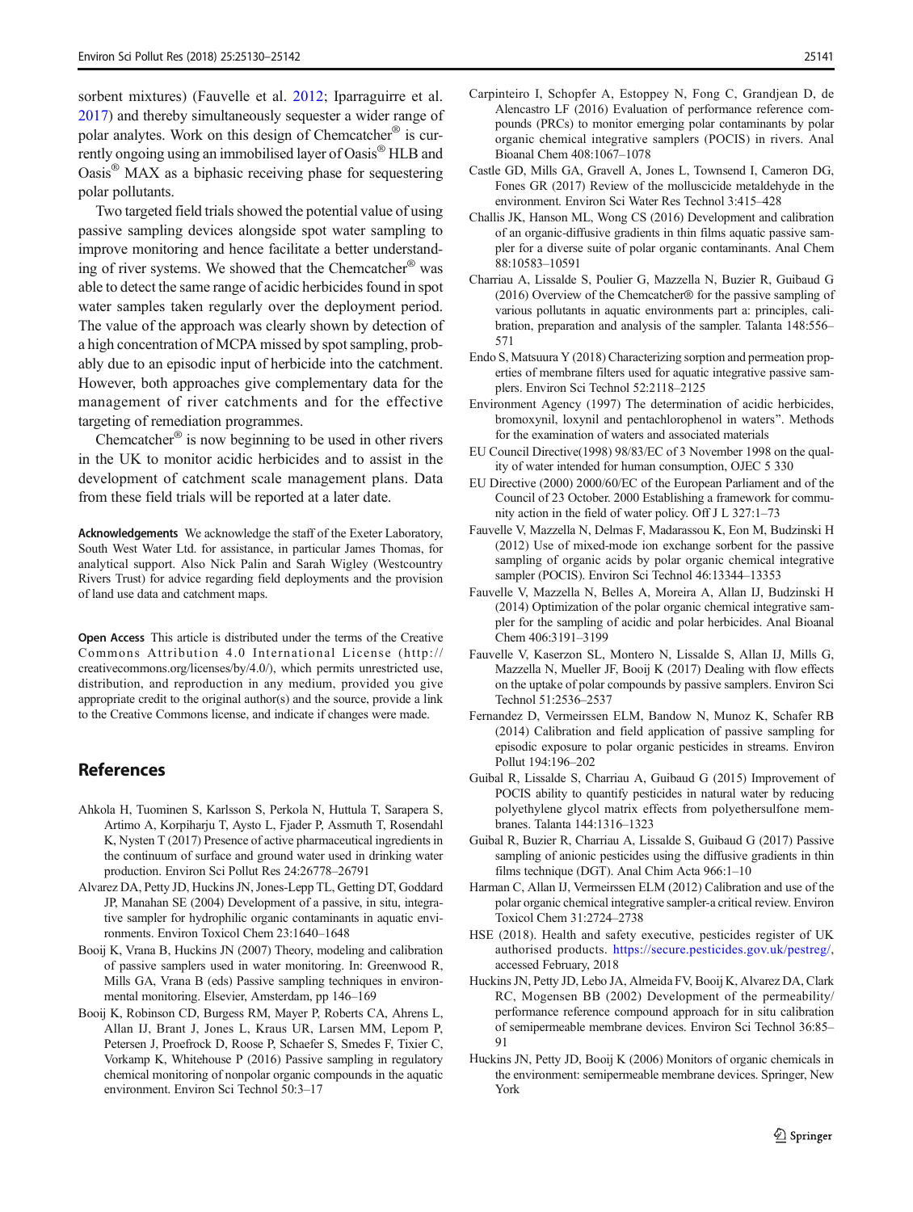sorbent mixtures) (Fauvelle et al. 2012; Iparraguirre et al. 2017) and thereby simultaneously sequester a wider range of polar analytes. Work on this design of Chemcatcher® is currently ongoing using an immobilised layer of Oasis® HLB and Oasis® MAX as a biphasic receiving phase for sequestering polar pollutants.

Two targeted field trials showed the potential value of using passive sampling devices alongside spot water sampling to improve monitoring and hence facilitate a better understanding of river systems. We showed that the Chemcatcher® was able to detect the same range of acidic herbicides found in spot water samples taken regularly over the deployment period. The value of the approach was clearly shown by detection of a high concentration of MCPA missed by spot sampling, probably due to an episodic input of herbicide into the catchment. However, both approaches give complementary data for the management of river catchments and for the effective targeting of remediation programmes.

Chemcatcher® is now beginning to be used in other rivers in the UK to monitor acidic herbicides and to assist in the development of catchment scale management plans. Data from these field trials will be reported at a later date.

**Acknowledgements** We acknowledge the staff of the Exeter Laboratory, South West Water Ltd. for assistance, in particular James Thomas, for analytical support. Also Nick Palin and Sarah Wigley (Westcountry Rivers Trust) for advice regarding field deployments and the provision of land use data and catchment maps.

**Open Access** This article is distributed under the terms of the Creative Commons Attribution 4.0 International License (http://creativecommons.org/licenses/by/4.0/), which permits unrestricted use, distribution, and reproduction in any medium, provided you give appropriate credit to the original author(s) and the source, provide a link to the Creative Commons license, and indicate if changes were made.

## References

Ahkola H, Tuominen S, Karlsson S, Perkola N, Huttula T, Sarapera S, Artimo A, Korpiharju T, Aysto L, Fjader P, Assmuth T, Rosendahl K, Nysten T (2017) Presence of active pharmaceutical ingredients in the continuum of surface and ground water used in drinking water production. Environ Sci Pollut Res 24:26778–26791

Alvarez DA, Petty JD, Huckins JN, Jones-Lepp TL, Getting DT, Goddard JP, Manahan SE (2004) Development of a passive, in situ, integrative sampler for hydrophilic organic contaminants in aquatic environments. Environ Toxicol Chem 23:1640–1648

Booij K, Vrana B, Huckins JN (2007) Theory, modeling and calibration of passive samplers used in water monitoring. In: Greenwood R, Mills GA, Vrana B (eds) Passive sampling techniques in environmental monitoring. Elsevier, Amsterdam, pp 146–169

Booij K, Robinson CD, Burgess RM, Mayer P, Roberts CA, Ahrens L, Allan IJ, Brant J, Jones L, Kraus UR, Larsen MM, Lepom P, Petersen J, Proefrock D, Roose P, Schaefer S, Smedes F, Tixier C, Vorkamp K, Whitehouse P (2016) Passive sampling in regulatory chemical monitoring of nonpolar organic compounds in the aquatic environment. Environ Sci Technol 50:3–17

Carpinteiro I, Schopfer A, Estoppey N, Fong C, Grandjean D, de Alencastro LF (2016) Evaluation of performance reference compounds (PRCs) to monitor emerging polar contaminants by polar organic chemical integrative samplers (POCIS) in rivers. Anal Bioanal Chem 408:1067–1078

Castle GD, Mills GA, Gravell A, Jones L, Townsend I, Cameron DG, Fones GR (2017) Review of the molluscicide metaldehyde in the environment. Environ Sci Water Res Technol 3:415–428

Challis JK, Hanson ML, Wong CS (2016) Development and calibration of an organic-diffusive gradients in thin films aquatic passive sampler for a diverse suite of polar organic contaminants. Anal Chem 88:10583–10591

Charriau A, Lissalde S, Poulier G, Mazzella N, Buzier R, Guibaud G (2016) Overview of the Chemcatcher® for the passive sampling of various pollutants in aquatic environments part a: principles, calibration, preparation and analysis of the sampler. Talanta 148:556–571

Endo S, Matsuura Y (2018) Characterizing sorption and permeation properties of membrane filters used for aquatic integrative passive samplers. Environ Sci Technol 52:2118–2125

Environment Agency (1997) The determination of acidic herbicides, bromoxynil, Ioxynil and pentachlorophenol in waters". Methods for the examination of waters and associated materials

EU Council Directive(1998) 98/83/EC of 3 November 1998 on the quality of water intended for human consumption, OJEC 5 330

EU Directive (2000) 2000/60/EC of the European Parliament and of the Council of 23 October. 2000 Establishing a framework for community action in the field of water policy. Off J L 327:1–73

Fauvelle V, Mazzella N, Delmas F, Madarassou K, Eon M, Budzinski H (2012) Use of mixed-mode ion exchange sorbent for the passive sampling of organic acids by polar organic chemical integrative sampler (POCIS). Environ Sci Technol 46:13344–13353

Fauvelle V, Mazzella N, Belles A, Moreira A, Allan IJ, Budzinski H (2014) Optimization of the polar organic chemical integrative sampler for the sampling of acidic and polar herbicides. Anal Bioanal Chem 406:3191–3199

Fauvelle V, Kaserzon SL, Montero N, Lissalde S, Allan IJ, Mills G, Mazzella N, Mueller JF, Booij K (2017) Dealing with flow effects on the uptake of polar compounds by passive samplers. Environ Sci Technol 51:2536–2537

Fernandez D, Vermeirssen ELM, Bandow N, Munoz K, Schafer RB (2014) Calibration and field application of passive sampling for episodic exposure to polar organic pesticides in streams. Environ Pollut 194:196–202

Guibal R, Lissalde S, Charriau A, Guibaud G (2015) Improvement of POCIS ability to quantify pesticides in natural water by reducing polyethylene glycol matrix effects from polyethersulfone membranes. Talanta 144:1316–1323

Guibal R, Buzier R, Charriau A, Lissalde S, Guibaud G (2017) Passive sampling of anionic pesticides using the diffusive gradients in thin films technique (DGT). Anal Chim Acta 966:1–10

Harman C, Allan IJ, Vermeirssen ELM (2012) Calibration and use of the polar organic chemical integrative sampler-a critical review. Environ Toxicol Chem 31:2724–2738

HSE (2018). Health and safety executive, pesticides register of UK authorised products. https://secure.pesticides.gov.uk/pestreg/, accessed February, 2018

Huckins JN, Petty JD, Lebo JA, Almeida FV, Booij K, Alvarez DA, Clark RC, Mogensen BB (2002) Development of the permeability/performance reference compound approach for in situ calibration of semipermeable membrane devices. Environ Sci Technol 36:85–91

Huckins JN, Petty JD, Booij K (2006) Monitors of organic chemicals in the environment: semipermeable membrane devices. Springer, New York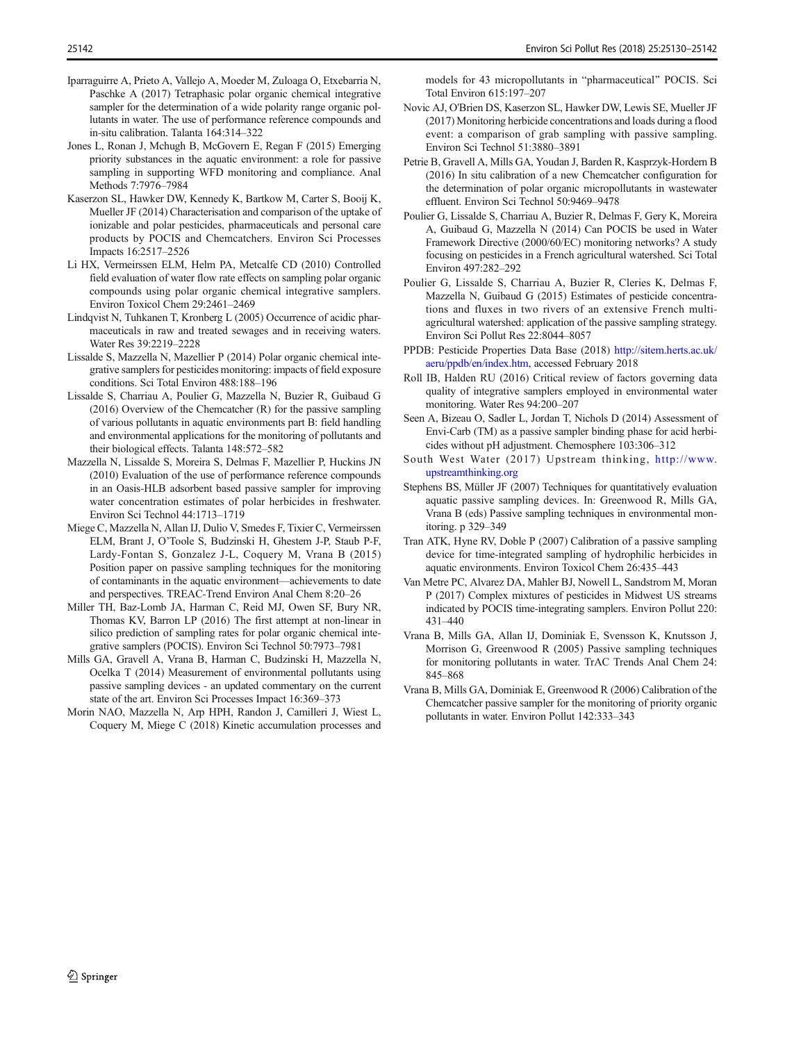Iparraguirre A, Prieto A, Vallejo A, Moeder M, Zuloaga O, Etxebarria N, Paschke A (2017) Tetraphasic polar organic chemical integrative sampler for the determination of a wide polarity range organic pollutants in water. The use of performance reference compounds and in-situ calibration. Talanta 164:314–322

Jones L, Ronan J, Mchugh B, McGovern E, Regan F (2015) Emerging priority substances in the aquatic environment: a role for passive sampling in supporting WFD monitoring and compliance. Anal Methods 7:7976–7984

Kaserzon SL, Hawker DW, Kennedy K, Bartkow M, Carter S, Booij K, Mueller JF (2014) Characterisation and comparison of the uptake of ionizable and polar pesticides, pharmaceuticals and personal care products by POCIS and Chemcatchers. Environ Sci Processes Impacts 16:2517–2526

Li HX, Vermeirssen ELM, Helm PA, Metcalfe CD (2010) Controlled field evaluation of water flow rate effects on sampling polar organic compounds using polar organic chemical integrative samplers. Environ Toxicol Chem 29:2461–2469

Lindqvist N, Tuhkanen T, Kronberg L (2005) Occurrence of acidic pharmaceuticals in raw and treated sewages and in receiving waters. Water Res 39:2219–2228

Lissalde S, Mazzella N, Mazellier P (2014) Polar organic chemical integrative samplers for pesticides monitoring: impacts of field exposure conditions. Sci Total Environ 488:188–196

Lissalde S, Charriau A, Poulier G, Mazzella N, Buzier R, Guibaud G (2016) Overview of the Chemcatcher (R) for the passive sampling of various pollutants in aquatic environments part B: field handling and environmental applications for the monitoring of pollutants and their biological effects. Talanta 148:572–582

Mazzella N, Lissalde S, Moreira S, Delmas F, Mazellier P, Huckins JN (2010) Evaluation of the use of performance reference compounds in an Oasis-HLB adsorbent based passive sampler for improving water concentration estimates of polar herbicides in freshwater. Environ Sci Technol 44:1713–1719

Miege C, Mazzella N, Allan IJ, Dulio V, Smedes F, Tixier C, Vermeirssen ELM, Brant J, O'Toole S, Budzinski H, Ghestem J-P, Staub P-F, Lardy-Fontan S, Gonzalez J-L, Coquery M, Vrana B (2015) Position paper on passive sampling techniques for the monitoring of contaminants in the aquatic environment—achievements to date and perspectives. TREAC-Trend Environ Anal Chem 8:20–26

Miller TH, Baz-Lomb JA, Harman C, Reid MJ, Owen SF, Bury NR, Thomas KV, Barron LP (2016) The first attempt at non-linear in silico prediction of sampling rates for polar organic chemical integrative samplers (POCIS). Environ Sci Technol 50:7973–7981

Mills GA, Gravell A, Vrana B, Harman C, Budzinski H, Mazzella N, Ocelka T (2014) Measurement of environmental pollutants using passive sampling devices - an updated commentary on the current state of the art. Environ Sci Processes Impact 16:369–373

Morin NAO, Mazzella N, Arp HPH, Randon J, Camilleri J, Wiest L, Coquery M, Miege C (2018) Kinetic accumulation processes and models for 43 micropollutants in "pharmaceutical" POCIS. Sci Total Environ 615:197–207

Novic AJ, O'Brien DS, Kaserzon SL, Hawker DW, Lewis SE, Mueller JF (2017) Monitoring herbicide concentrations and loads during a flood event: a comparison of grab sampling with passive sampling. Environ Sci Technol 51:3880–3891

Petrie B, Gravell A, Mills GA, Youdan J, Barden R, Kasprzyk-Hordern B (2016) In situ calibration of a new Chemcatcher configuration for the determination of polar organic micropollutants in wastewater effluent. Environ Sci Technol 50:9469–9478

Poulier G, Lissalde S, Charriau A, Buzier R, Delmas F, Gery K, Moreira A, Guibaud G, Mazzella N (2014) Can POCIS be used in Water Framework Directive (2000/60/EC) monitoring networks? A study focusing on pesticides in a French agricultural watershed. Sci Total Environ 497:282–292

Poulier G, Lissalde S, Charriau A, Buzier R, Cleries K, Delmas F, Mazzella N, Guibaud G (2015) Estimates of pesticide concentrations and fluxes in two rivers of an extensive French multi-agricultural watershed: application of the passive sampling strategy. Environ Sci Pollut Res 22:8044–8057

PPDB: Pesticide Properties Data Base (2018) http://sitem.herts.ac.uk/aeru/ppdb/en/index.htm, accessed February 2018

Roll IB, Halden RU (2016) Critical review of factors governing data quality of integrative samplers employed in environmental water monitoring. Water Res 94:200–207

Seen A, Bizeau O, Sadler L, Jordan T, Nichols D (2014) Assessment of Envi-Carb (TM) as a passive sampler binding phase for acid herbicides without pH adjustment. Chemosphere 103:306–312

South West Water (2017) Upstream thinking, http://www.upstreamthinking.org

Stephens BS, Müller JF (2007) Techniques for quantitatively evaluation aquatic passive sampling devices. In: Greenwood R, Mills GA, Vrana B (eds) Passive sampling techniques in environmental monitoring. p 329–349

Tran ATK, Hyne RV, Doble P (2007) Calibration of a passive sampling device for time-integrated sampling of hydrophilic herbicides in aquatic environments. Environ Toxicol Chem 26:435–443

Van Metre PC, Alvarez DA, Mahler BJ, Nowell L, Sandstrom M, Moran P (2017) Complex mixtures of pesticides in Midwest US streams indicated by POCIS time-integrating samplers. Environ Pollut 220: 431–440

Vrana B, Mills GA, Allan IJ, Dominiak E, Svensson K, Knutsson J, Morrison G, Greenwood R (2005) Passive sampling techniques for monitoring pollutants in water. TrAC Trends Anal Chem 24: 845–868

Vrana B, Mills GA, Dominiak E, Greenwood R (2006) Calibration of the Chemcatcher passive sampler for the monitoring of priority organic pollutants in water. Environ Pollut 142:333–343